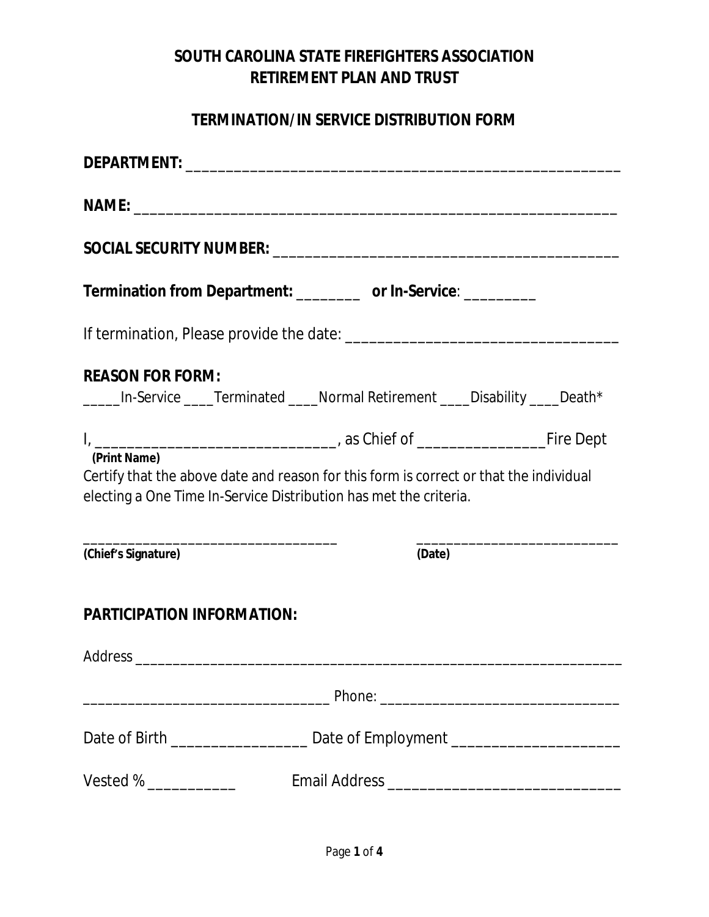# SOUTH CAROLINA STATE FIREFIGHTERS ASSOCIATION
# RETIREMENT PLAN AND TRUST

## TERMINATION/IN SERVICE DISTRIBUTION FORM

**DEPARTMENT:** _______________________________________________________

**NAME:** ___________________________________________________________

**SOCIAL SECURITY NUMBER:** ____________________________________________

**Termination from Department:** ________ **or In-Service**: _________

If termination, Please provide the date: __________________________________

**REASON FOR FORM:**

_____In-Service ____Terminated ____Normal Retirement ____Disability ____Death*

I, ______________________________, as Chief of ________________Fire Dept
**(Print Name)**

Certify that the above date and reason for this form is correct or that the individual electing a One Time In-Service Distribution has met the criteria.

__________________________________ ___________________________
**(Chief's Signature)** **(Date)**

**PARTICIPATION INFORMATION:**

Address _______________________________________________________________

_______________________________ Phone: _____________________________

Date of Birth _________________ Date of Employment ____________________

Vested % ___________ Email Address _____________________________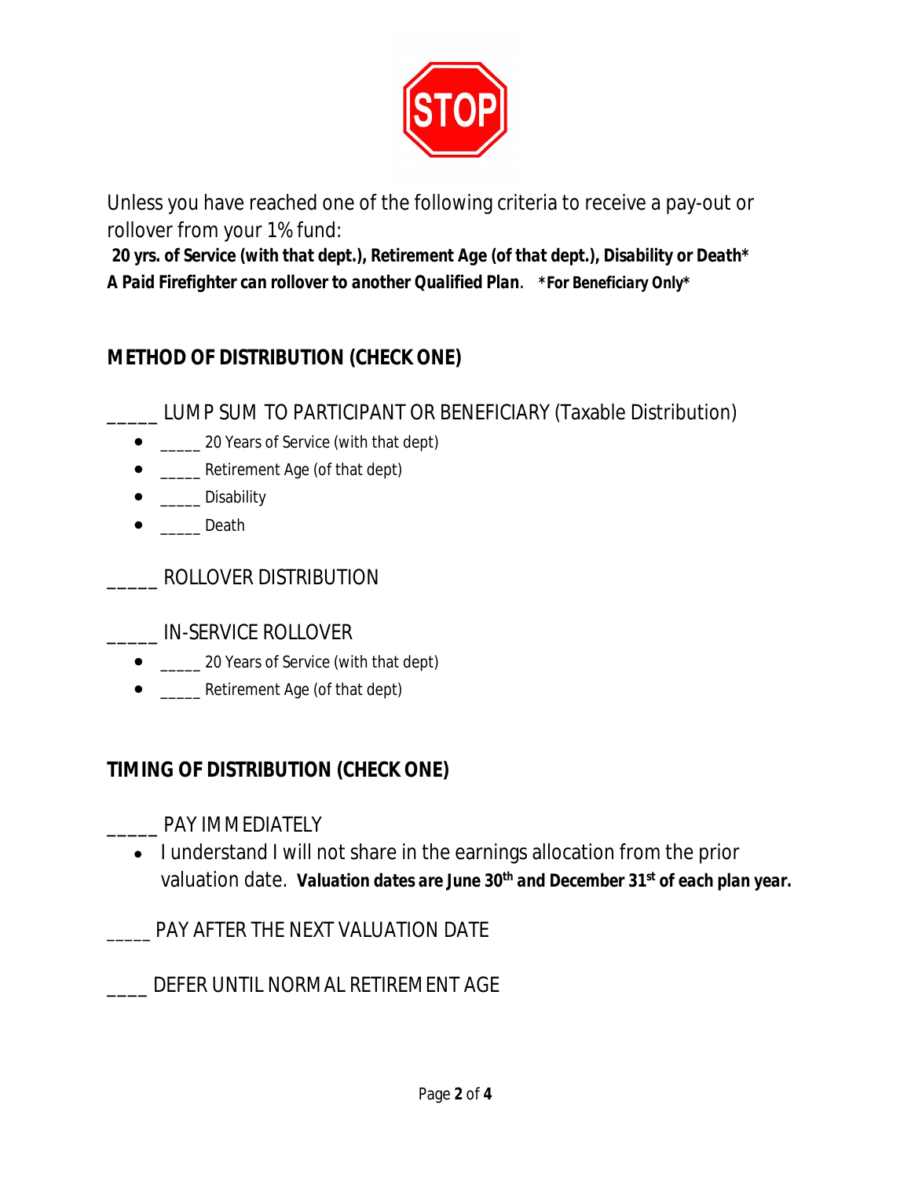STOP

Unless you have reached one of the following criteria to receive a pay-out or rollover from your 1% fund:

**20 yrs. of Service (with that dept.), Retirement Age (of that dept.), Disability or Death\***
**A Paid Firefighter can rollover to another Qualified Plan**. **\*For Beneficiary Only\***

## METHOD OF DISTRIBUTION (CHECK ONE)

_____ LUMP SUM TO PARTICIPANT OR BENEFICIARY (Taxable Distribution)

- _____ 20 Years of Service (with that dept)
- _____ Retirement Age (of that dept)
- _____ Disability
- _____ Death

_____ ROLLOVER DISTRIBUTION

_____ IN-SERVICE ROLLOVER

- _____ 20 Years of Service (with that dept)
- _____ Retirement Age (of that dept)

## TIMING OF DISTRIBUTION (CHECK ONE)

_____ PAY IMMEDIATELY

- I understand I will not share in the earnings allocation from the prior valuation date. ***Valuation dates are June 30th and December 31st of each plan year.***

_____ PAY AFTER THE NEXT VALUATION DATE

____ DEFER UNTIL NORMAL RETIREMENT AGE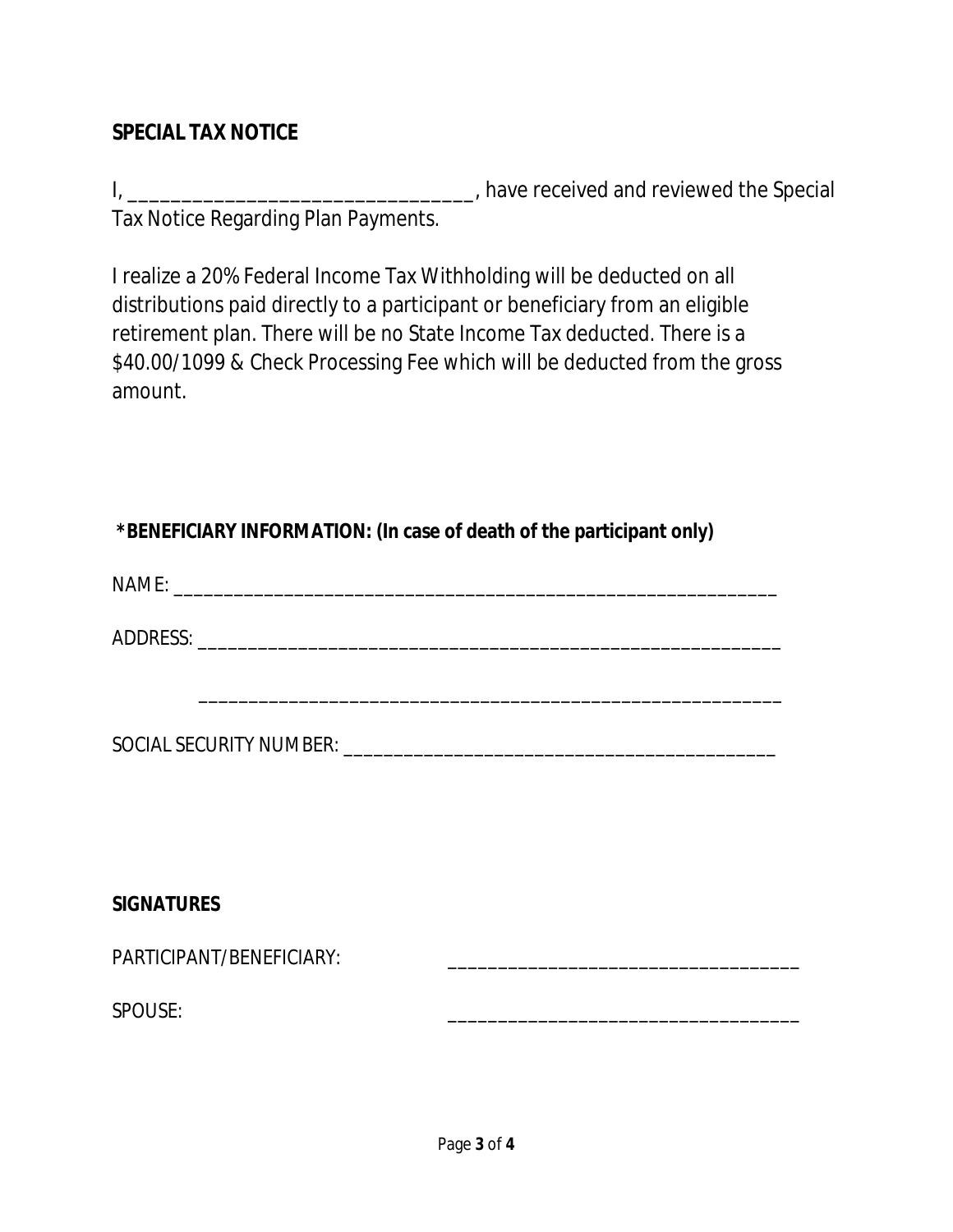**SPECIAL TAX NOTICE**

I, ________________________________, have received and reviewed the Special Tax Notice Regarding Plan Payments.

I realize a 20% Federal Income Tax Withholding will be deducted on all distributions paid directly to a participant or beneficiary from an eligible retirement plan. There will be no State Income Tax deducted. There is a $40.00/1099 & Check Processing Fee which will be deducted from the gross amount.

**\*BENEFICIARY INFORMATION: (In case of death of the participant only)**

NAME: ___________________________________________________________

ADDRESS: ________________________________________________________

________________________________________________________

SOCIAL SECURITY NUMBER: _________________________________________

**SIGNATURES**

PARTICIPANT/BENEFICIARY: _________________________________

SPOUSE: _________________________________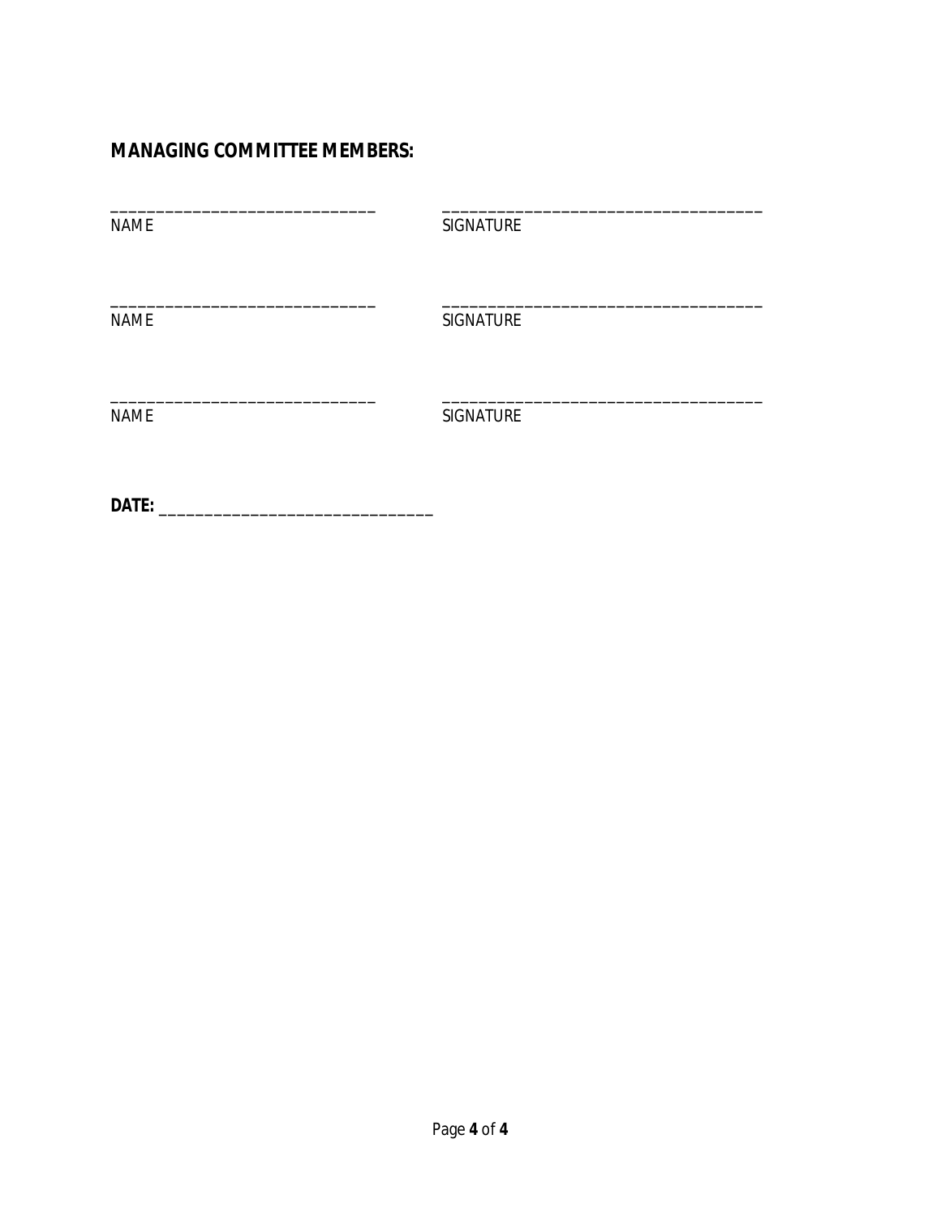**MANAGING COMMITTEE MEMBERS:**

| | |
|---|---|
| ______________________________ | ____________________________________ |
| NAME | SIGNATURE |
| ______________________________ | ____________________________________ |
| NAME | SIGNATURE |
| ______________________________ | ____________________________________ |
| NAME | SIGNATURE |

**DATE:** ______________________________